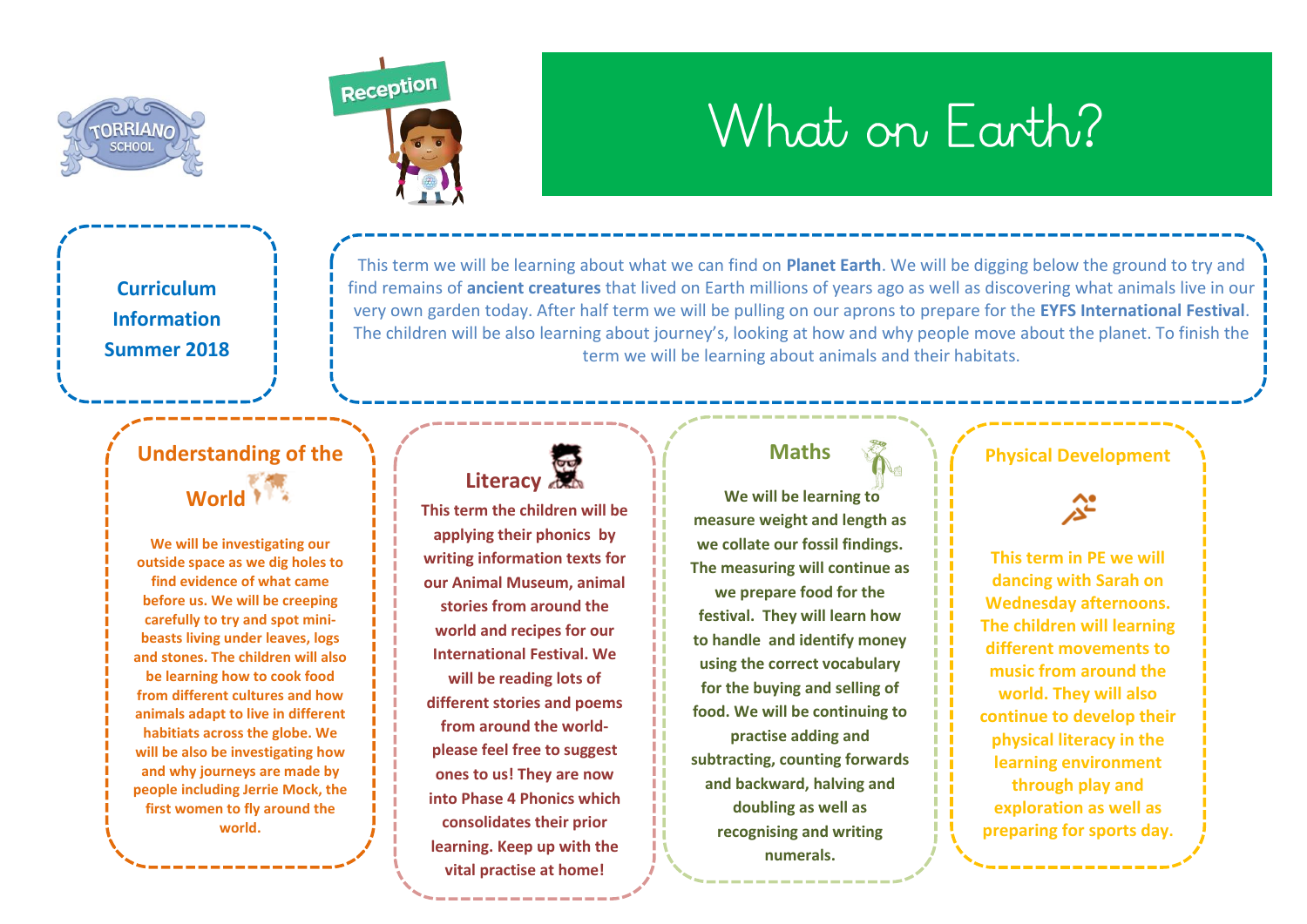TORRIANO SCHOOL

Reception

# What on Earth?

## Curriculum Information Summer 2018

This term we will be learning about what we can find on **Planet Earth**. We will be digging below the ground to try and find remains of **ancient creatures** that lived on Earth millions of years ago as well as discovering what animals live in our very own garden today. After half term we will be pulling on our aprons to prepare for the **EYFS International Festival**. The children will be also learning about journey's, looking at how and why people move about the planet. To finish the term we will be learning about animals and their habitats.

## Understanding of the World

**We will be investigating our outside space as we dig holes to find evidence of what came before us. We will be creeping carefully to try and spot mini-beasts living under leaves, logs and stones. The children will also be learning how to cook food from different cultures and how animals adapt to live in different habitiats across the globe. We will be also be investigating how and why journeys are made by people including Jerrie Mock, the first women to fly around the world.**

## Literacy

**This term the children will be applying their phonics by writing information texts for our Animal Museum, animal stories from around the world and recipes for our International Festival. We will be reading lots of different stories and poems from around the world- please feel free to suggest ones to us! They are now into Phase 4 Phonics which consolidates their prior learning. Keep up with the vital practise at home!**

## Maths

**We will be learning to measure weight and length as we collate our fossil findings. The measuring will continue as we prepare food for the festival. They will learn how to handle and identify money using the correct vocabulary for the buying and selling of food. We will be continuing to practise adding and subtracting, counting forwards and backward, halving and doubling as well as recognising and writing numerals.**

## Physical Development

**This term in PE we will dancing with Sarah on Wednesday afternoons. The children will learning different movements to music from around the world. They will also continue to develop their physical literacy in the learning environment through play and exploration as well as preparing for sports day.**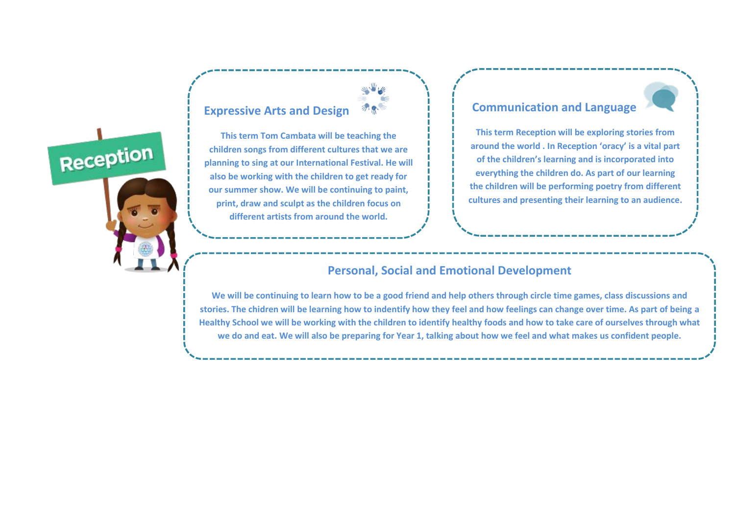Reception

## Expressive Arts and Design

This term Tom Cambata will be teaching the children songs from different cultures that we are planning to sing at our International Festival. He will also be working with the children to get ready for our summer show. We will be continuing to paint, print, draw and sculpt as the children focus on different artists from around the world.

## Communication and Language

This term Reception will be exploring stories from around the world . In Reception 'oracy' is a vital part of the children's learning and is incorporated into everything the children do. As part of our learning the children will be performing poetry from different cultures and presenting their learning to an audience.

## Personal, Social and Emotional Development

We will be continuing to learn how to be a good friend and help others through circle time games, class discussions and stories. The chidren will be learning how to indentify how they feel and how feelings can change over time. As part of being a Healthy School we will be working with the children to identify healthy foods and how to take care of ourselves through what we do and eat. We will also be preparing for Year 1, talking about how we feel and what makes us confident people.